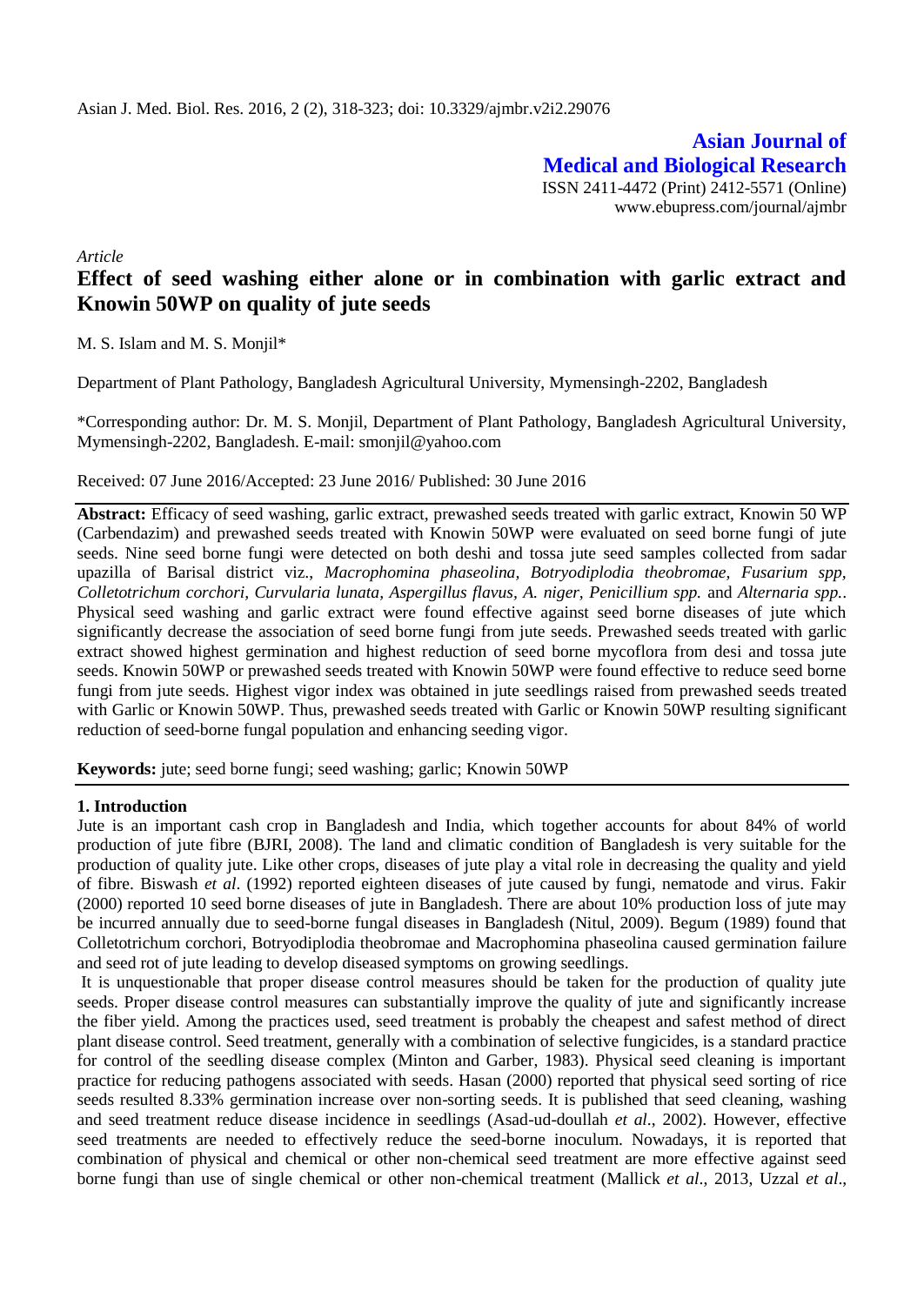Asian J. Med. Biol. Res. 2016, 2 (2), 318-323; doi: 10.3329/ajmbr.v2i2.29076

**Asian Journal of Medical and Biological Research**

ISSN 2411-4472 (Print) 2412-5571 (Online)
www.ebupress.com/journal/ajmbr

*Article*

# Effect of seed washing either alone or in combination with garlic extract and Knowin 50WP on quality of jute seeds

M. S. Islam and M. S. Monjil*

Department of Plant Pathology, Bangladesh Agricultural University, Mymensingh-2202, Bangladesh

*Corresponding author: Dr. M. S. Monjil, Department of Plant Pathology, Bangladesh Agricultural University, Mymensingh-2202, Bangladesh. E-mail: smonjil@yahoo.com

Received: 07 June 2016/Accepted: 23 June 2016/ Published: 30 June 2016

**Abstract:** Efficacy of seed washing, garlic extract, prewashed seeds treated with garlic extract, Knowin 50 WP (Carbendazim) and prewashed seeds treated with Knowin 50WP were evaluated on seed borne fungi of jute seeds. Nine seed borne fungi were detected on both deshi and tossa jute seed samples collected from sadar upazilla of Barisal district viz., *Macrophomina phaseolina, Botryodiplodia theobromae, Fusarium spp, Colletotrichum corchori, Curvularia lunata, Aspergillus flavus, A. niger, Penicillium spp.* and *Alternaria spp.*. Physical seed washing and garlic extract were found effective against seed borne diseases of jute which significantly decrease the association of seed borne fungi from jute seeds. Prewashed seeds treated with garlic extract showed highest germination and highest reduction of seed borne mycoflora from desi and tossa jute seeds. Knowin 50WP or prewashed seeds treated with Knowin 50WP were found effective to reduce seed borne fungi from jute seeds. Highest vigor index was obtained in jute seedlings raised from prewashed seeds treated with Garlic or Knowin 50WP. Thus, prewashed seeds treated with Garlic or Knowin 50WP resulting significant reduction of seed-borne fungal population and enhancing seeding vigor.

**Keywords:** jute; seed borne fungi; seed washing; garlic; Knowin 50WP

## 1. Introduction

Jute is an important cash crop in Bangladesh and India, which together accounts for about 84% of world production of jute fibre (BJRI, 2008). The land and climatic condition of Bangladesh is very suitable for the production of quality jute. Like other crops, diseases of jute play a vital role in decreasing the quality and yield of fibre. Biswash *et al*. (1992) reported eighteen diseases of jute caused by fungi, nematode and virus. Fakir (2000) reported 10 seed borne diseases of jute in Bangladesh. There are about 10% production loss of jute may be incurred annually due to seed-borne fungal diseases in Bangladesh (Nitul, 2009). Begum (1989) found that Colletotrichum corchori, Botryodiplodia theobromae and Macrophomina phaseolina caused germination failure and seed rot of jute leading to develop diseased symptoms on growing seedlings.

It is unquestionable that proper disease control measures should be taken for the production of quality jute seeds. Proper disease control measures can substantially improve the quality of jute and significantly increase the fiber yield. Among the practices used, seed treatment is probably the cheapest and safest method of direct plant disease control. Seed treatment, generally with a combination of selective fungicides, is a standard practice for control of the seedling disease complex (Minton and Garber, 1983). Physical seed cleaning is important practice for reducing pathogens associated with seeds. Hasan (2000) reported that physical seed sorting of rice seeds resulted 8.33% germination increase over non-sorting seeds. It is published that seed cleaning, washing and seed treatment reduce disease incidence in seedlings (Asad-ud-doullah *et al*., 2002). However, effective seed treatments are needed to effectively reduce the seed-borne inoculum. Nowadays, it is reported that combination of physical and chemical or other non-chemical seed treatment are more effective against seed borne fungi than use of single chemical or other non-chemical treatment (Mallick *et al*., 2013, Uzzal *et al*.,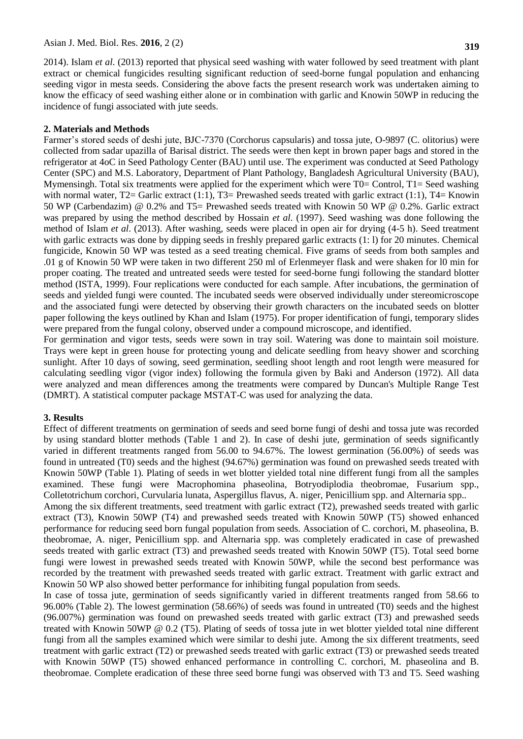2014). Islam *et al.* (2013) reported that physical seed washing with water followed by seed treatment with plant extract or chemical fungicides resulting significant reduction of seed-borne fungal population and enhancing seeding vigor in mesta seeds. Considering the above facts the present research work was undertaken aiming to know the efficacy of seed washing either alone or in combination with garlic and Knowin 50WP in reducing the incidence of fungi associated with jute seeds.

## 2. Materials and Methods

Farmer's stored seeds of deshi jute, BJC-7370 (Corchorus capsularis) and tossa jute, O-9897 (C. olitorius) were collected from sadar upazilla of Barisal district. The seeds were then kept in brown paper bags and stored in the refrigerator at 4oC in Seed Pathology Center (BAU) until use. The experiment was conducted at Seed Pathology Center (SPC) and M.S. Laboratory, Department of Plant Pathology, Bangladesh Agricultural University (BAU), Mymensingh. Total six treatments were applied for the experiment which were T0= Control, T1= Seed washing with normal water, T2= Garlic extract (1:1), T3= Prewashed seeds treated with garlic extract (1:1), T4= Knowin 50 WP (Carbendazim) @ 0.2% and T5= Prewashed seeds treated with Knowin 50 WP @ 0.2%. Garlic extract was prepared by using the method described by Hossain *et al.* (1997). Seed washing was done following the method of Islam *et al*. (2013). After washing, seeds were placed in open air for drying (4-5 h). Seed treatment with garlic extracts was done by dipping seeds in freshly prepared garlic extracts (1: l) for 20 minutes. Chemical fungicide, Knowin 50 WP was tested as a seed treating chemical. Five grams of seeds from both samples and .01 g of Knowin 50 WP were taken in two different 250 ml of Erlenmeyer flask and were shaken for l0 min for proper coating. The treated and untreated seeds were tested for seed-borne fungi following the standard blotter method (ISTA, 1999). Four replications were conducted for each sample. After incubations, the germination of seeds and yielded fungi were counted. The incubated seeds were observed individually under stereomicroscope and the associated fungi were detected by observing their growth characters on the incubated seeds on blotter paper following the keys outlined by Khan and Islam (1975). For proper identification of fungi, temporary slides were prepared from the fungal colony, observed under a compound microscope, and identified.

For germination and vigor tests, seeds were sown in tray soil. Watering was done to maintain soil moisture. Trays were kept in green house for protecting young and delicate seedling from heavy shower and scorching sunlight. After 10 days of sowing, seed germination, seedling shoot length and root length were measured for calculating seedling vigor (vigor index) following the formula given by Baki and Anderson (1972). All data were analyzed and mean differences among the treatments were compared by Duncan's Multiple Range Test (DMRT). A statistical computer package MSTAT-C was used for analyzing the data.

## 3. Results

Effect of different treatments on germination of seeds and seed borne fungi of deshi and tossa jute was recorded by using standard blotter methods (Table 1 and 2). In case of deshi jute, germination of seeds significantly varied in different treatments ranged from 56.00 to 94.67%. The lowest germination (56.00%) of seeds was found in untreated (T0) seeds and the highest (94.67%) germination was found on prewashed seeds treated with Knowin 50WP (Table 1). Plating of seeds in wet blotter yielded total nine different fungi from all the samples examined. These fungi were Macrophomina phaseolina, Botryodiplodia theobromae, Fusarium spp., Colletotrichum corchori, Curvularia lunata, Aspergillus flavus, A. niger, Penicillium spp. and Alternaria spp..

Among the six different treatments, seed treatment with garlic extract (T2), prewashed seeds treated with garlic extract (T3), Knowin 50WP (T4) and prewashed seeds treated with Knowin 50WP (T5) showed enhanced performance for reducing seed born fungal population from seeds. Association of C. corchori, M. phaseolina, B. theobromae, A. niger, Penicillium spp. and Alternaria spp. was completely eradicated in case of prewashed seeds treated with garlic extract (T3) and prewashed seeds treated with Knowin 50WP (T5). Total seed borne fungi were lowest in prewashed seeds treated with Knowin 50WP, while the second best performance was recorded by the treatment with prewashed seeds treated with garlic extract. Treatment with garlic extract and Knowin 50 WP also showed better performance for inhibiting fungal population from seeds.

In case of tossa jute, germination of seeds significantly varied in different treatments ranged from 58.66 to 96.00% (Table 2). The lowest germination (58.66%) of seeds was found in untreated (T0) seeds and the highest (96.007%) germination was found on prewashed seeds treated with garlic extract (T3) and prewashed seeds treated with Knowin 50WP @ 0.2 (T5). Plating of seeds of tossa jute in wet blotter yielded total nine different fungi from all the samples examined which were similar to deshi jute. Among the six different treatments, seed treatment with garlic extract (T2) or prewashed seeds treated with garlic extract (T3) or prewashed seeds treated with Knowin 50WP (T5) showed enhanced performance in controlling C. corchori, M. phaseolina and B. theobromae. Complete eradication of these three seed borne fungi was observed with T3 and T5. Seed washing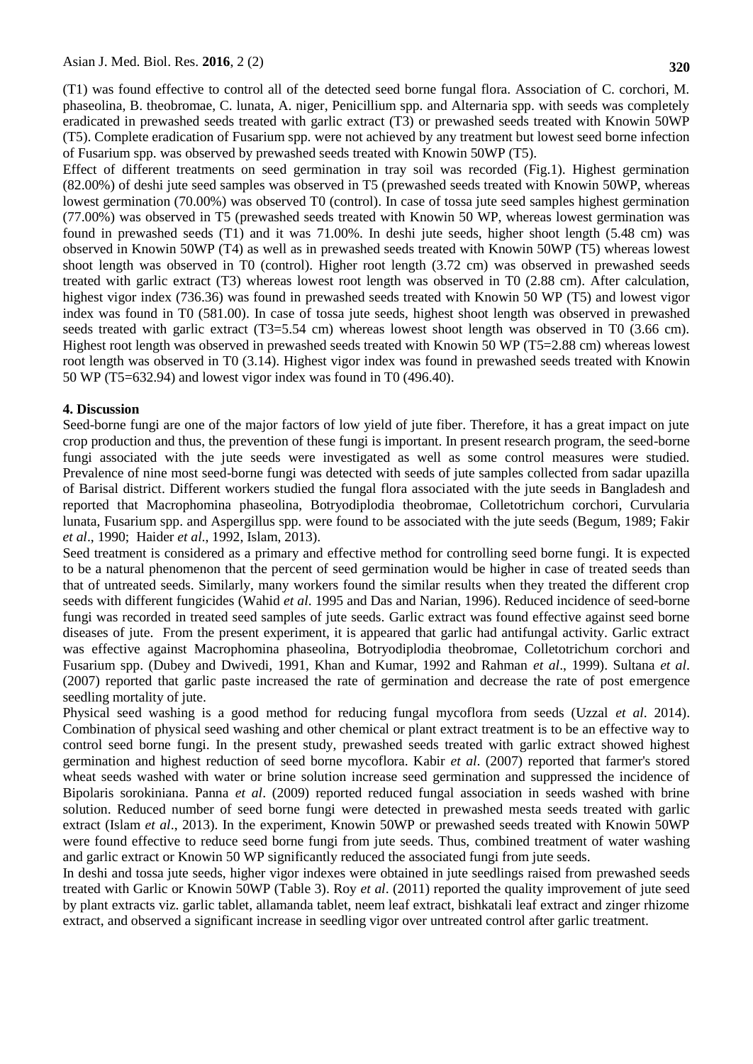(T1) was found effective to control all of the detected seed borne fungal flora. Association of C. corchori, M. phaseolina, B. theobromae, C. lunata, A. niger, Penicillium spp. and Alternaria spp. with seeds was completely eradicated in prewashed seeds treated with garlic extract (T3) or prewashed seeds treated with Knowin 50WP (T5). Complete eradication of Fusarium spp. were not achieved by any treatment but lowest seed borne infection of Fusarium spp. was observed by prewashed seeds treated with Knowin 50WP (T5).

Effect of different treatments on seed germination in tray soil was recorded (Fig.1). Highest germination (82.00%) of deshi jute seed samples was observed in T5 (prewashed seeds treated with Knowin 50WP, whereas lowest germination (70.00%) was observed T0 (control). In case of tossa jute seed samples highest germination (77.00%) was observed in T5 (prewashed seeds treated with Knowin 50 WP, whereas lowest germination was found in prewashed seeds (T1) and it was 71.00%. In deshi jute seeds, higher shoot length (5.48 cm) was observed in Knowin 50WP (T4) as well as in prewashed seeds treated with Knowin 50WP (T5) whereas lowest shoot length was observed in T0 (control). Higher root length (3.72 cm) was observed in prewashed seeds treated with garlic extract (T3) whereas lowest root length was observed in T0 (2.88 cm). After calculation, highest vigor index (736.36) was found in prewashed seeds treated with Knowin 50 WP (T5) and lowest vigor index was found in T0 (581.00). In case of tossa jute seeds, highest shoot length was observed in prewashed seeds treated with garlic extract (T3=5.54 cm) whereas lowest shoot length was observed in T0 (3.66 cm). Highest root length was observed in prewashed seeds treated with Knowin 50 WP (T5=2.88 cm) whereas lowest root length was observed in T0 (3.14). Highest vigor index was found in prewashed seeds treated with Knowin 50 WP (T5=632.94) and lowest vigor index was found in T0 (496.40).

## 4. Discussion

Seed-borne fungi are one of the major factors of low yield of jute fiber. Therefore, it has a great impact on jute crop production and thus, the prevention of these fungi is important. In present research program, the seed-borne fungi associated with the jute seeds were investigated as well as some control measures were studied. Prevalence of nine most seed-borne fungi was detected with seeds of jute samples collected from sadar upazilla of Barisal district. Different workers studied the fungal flora associated with the jute seeds in Bangladesh and reported that Macrophomina phaseolina, Botryodiplodia theobromae, Colletotrichum corchori, Curvularia lunata, Fusarium spp. and Aspergillus spp. were found to be associated with the jute seeds (Begum, 1989; Fakir *et al*., 1990; Haider *et al*., 1992, Islam, 2013).

Seed treatment is considered as a primary and effective method for controlling seed borne fungi. It is expected to be a natural phenomenon that the percent of seed germination would be higher in case of treated seeds than that of untreated seeds. Similarly, many workers found the similar results when they treated the different crop seeds with different fungicides (Wahid *et al*. 1995 and Das and Narian, 1996). Reduced incidence of seed-borne fungi was recorded in treated seed samples of jute seeds. Garlic extract was found effective against seed borne diseases of jute. From the present experiment, it is appeared that garlic had antifungal activity. Garlic extract was effective against Macrophomina phaseolina, Botryodiplodia theobromae, Colletotrichum corchori and Fusarium spp. (Dubey and Dwivedi, 1991, Khan and Kumar, 1992 and Rahman *et al*., 1999). Sultana *et al*. (2007) reported that garlic paste increased the rate of germination and decrease the rate of post emergence seedling mortality of jute.

Physical seed washing is a good method for reducing fungal mycoflora from seeds (Uzzal *et al*. 2014). Combination of physical seed washing and other chemical or plant extract treatment is to be an effective way to control seed borne fungi. In the present study, prewashed seeds treated with garlic extract showed highest germination and highest reduction of seed borne mycoflora. Kabir *et al*. (2007) reported that farmer's stored wheat seeds washed with water or brine solution increase seed germination and suppressed the incidence of Bipolaris sorokiniana. Panna *et al*. (2009) reported reduced fungal association in seeds washed with brine solution. Reduced number of seed borne fungi were detected in prewashed mesta seeds treated with garlic extract (Islam *et al*., 2013). In the experiment, Knowin 50WP or prewashed seeds treated with Knowin 50WP were found effective to reduce seed borne fungi from jute seeds. Thus, combined treatment of water washing and garlic extract or Knowin 50 WP significantly reduced the associated fungi from jute seeds.

In deshi and tossa jute seeds, higher vigor indexes were obtained in jute seedlings raised from prewashed seeds treated with Garlic or Knowin 50WP (Table 3). Roy *et al*. (2011) reported the quality improvement of jute seed by plant extracts viz. garlic tablet, allamanda tablet, neem leaf extract, bishkatali leaf extract and zinger rhizome extract, and observed a significant increase in seedling vigor over untreated control after garlic treatment.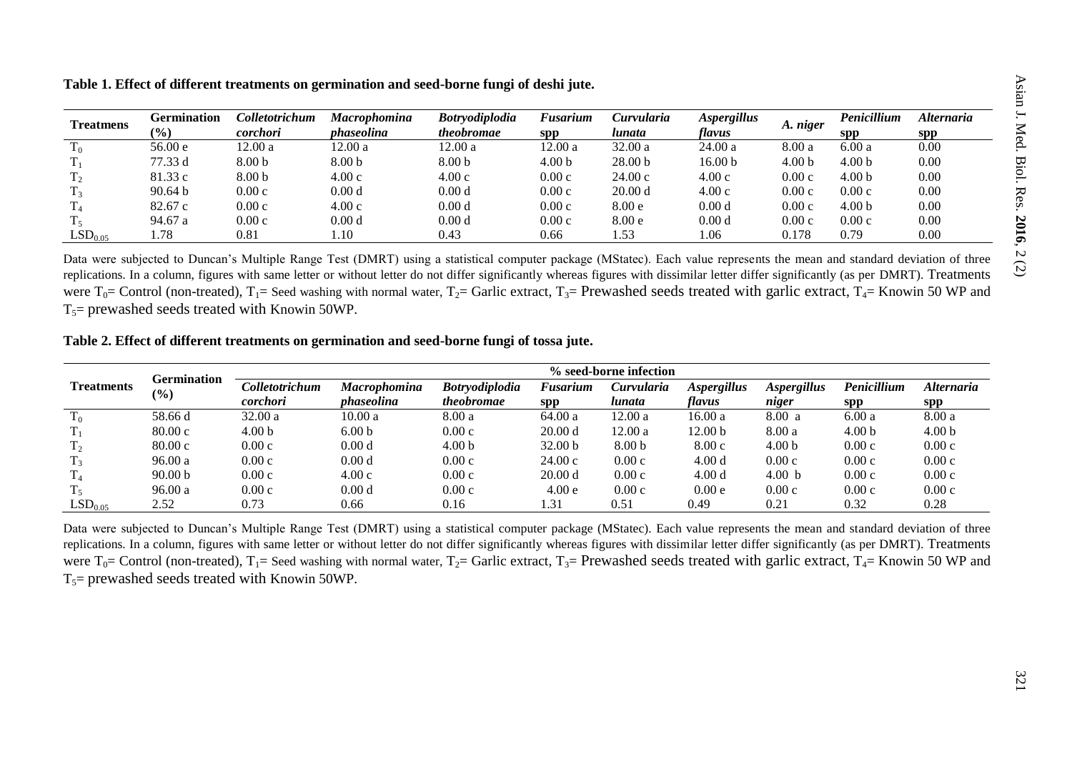**Table 1. Effect of different treatments on germination and seed-borne fungi of deshi jute.**

| Treatmens | Germination (%) | *Colletotrichum corchori* | *Macrophomina phaseolina* | *Botryodiplodia theobromae* | *Fusarium* spp | *Curvularia lunata* | *Aspergillus flavus* | *A. niger* | *Penicillium* spp | *Alternaria* spp |
|---|---|---|---|---|---|---|---|---|---|---|
| $T_0$ | 56.00 e | 12.00 a | 12.00 a | 12.00 a | 12.00 a | 32.00 a | 24.00 a | 8.00 a | 6.00 a | 0.00 |
| $T_1$ | 77.33 d | 8.00 b | 8.00 b | 8.00 b | 4.00 b | 28.00 b | 16.00 b | 4.00 b | 4.00 b | 0.00 |
| $T_2$ | 81.33 c | 8.00 b | 4.00 c | 4.00 c | 0.00 c | 24.00 c | 4.00 c | 0.00 c | 4.00 b | 0.00 |
| $T_3$ | 90.64 b | 0.00 c | 0.00 d | 0.00 d | 0.00 c | 20.00 d | 4.00 c | 0.00 c | 0.00 c | 0.00 |
| $T_4$ | 82.67 c | 0.00 c | 4.00 c | 0.00 d | 0.00 c | 8.00 e | 0.00 d | 0.00 c | 4.00 b | 0.00 |
| $T_5$ | 94.67 a | 0.00 c | 0.00 d | 0.00 d | 0.00 c | 8.00 e | 0.00 d | 0.00 c | 0.00 c | 0.00 |
| $LSD_{0.05}$ | 1.78 | 0.81 | 1.10 | 0.43 | 0.66 | 1.53 | 1.06 | 0.178 | 0.79 | 0.00 |

Data were subjected to Duncan's Multiple Range Test (DMRT) using a statistical computer package (MStatec). Each value represents the mean and standard deviation of three replications. In a column, figures with same letter or without letter do not differ significantly whereas figures with dissimilar letter differ significantly (as per DMRT). Treatments were $T_0$= Control (non-treated), $T_1$= Seed washing with normal water, $T_2$= Garlic extract, $T_3$= Prewashed seeds treated with garlic extract, $T_4$= Knowin 50 WP and $T_5$= prewashed seeds treated with Knowin 50WP.

**Table 2. Effect of different treatments on germination and seed-borne fungi of tossa jute.**

| Treatments | Germination (%) | % seed-borne infection | | | | | | | | |
|---|---|---|---|---|---|---|---|---|---|---|
| | | *Colletotrichum corchori* | *Macrophomina phaseolina* | *Botryodiplodia theobromae* | *Fusarium* spp | *Curvularia lunata* | *Aspergillus flavus* | *Aspergillus niger* | *Penicillium* spp | *Alternaria* spp |
| $T_0$ | 58.66 d | 32.00 a | 10.00 a | 8.00 a | 64.00 a | 12.00 a | 16.00 a | 8.00 a | 6.00 a | 8.00 a |
| $T_1$ | 80.00 c | 4.00 b | 6.00 b | 0.00 c | 20.00 d | 12.00 a | 12.00 b | 8.00 a | 4.00 b | 4.00 b |
| $T_2$ | 80.00 c | 0.00 c | 0.00 d | 4.00 b | 32.00 b | 8.00 b | 8.00 c | 4.00 b | 0.00 c | 0.00 c |
| $T_3$ | 96.00 a | 0.00 c | 0.00 d | 0.00 c | 24.00 c | 0.00 c | 4.00 d | 0.00 c | 0.00 c | 0.00 c |
| $T_4$ | 90.00 b | 0.00 c | 4.00 c | 0.00 c | 20.00 d | 0.00 c | 4.00 d | 4.00 b | 0.00 c | 0.00 c |
| $T_5$ | 96.00 a | 0.00 c | 0.00 d | 0.00 c | 4.00 e | 0.00 c | 0.00 e | 0.00 c | 0.00 c | 0.00 c |
| $LSD_{0.05}$ | 2.52 | 0.73 | 0.66 | 0.16 | 1.31 | 0.51 | 0.49 | 0.21 | 0.32 | 0.28 |

Data were subjected to Duncan's Multiple Range Test (DMRT) using a statistical computer package (MStatec). Each value represents the mean and standard deviation of three replications. In a column, figures with same letter or without letter do not differ significantly whereas figures with dissimilar letter differ significantly (as per DMRT). Treatments were $T_0$= Control (non-treated), $T_1$= Seed washing with normal water, $T_2$= Garlic extract, $T_3$= Prewashed seeds treated with garlic extract, $T_4$= Knowin 50 WP and $T_5$= prewashed seeds treated with Knowin 50WP.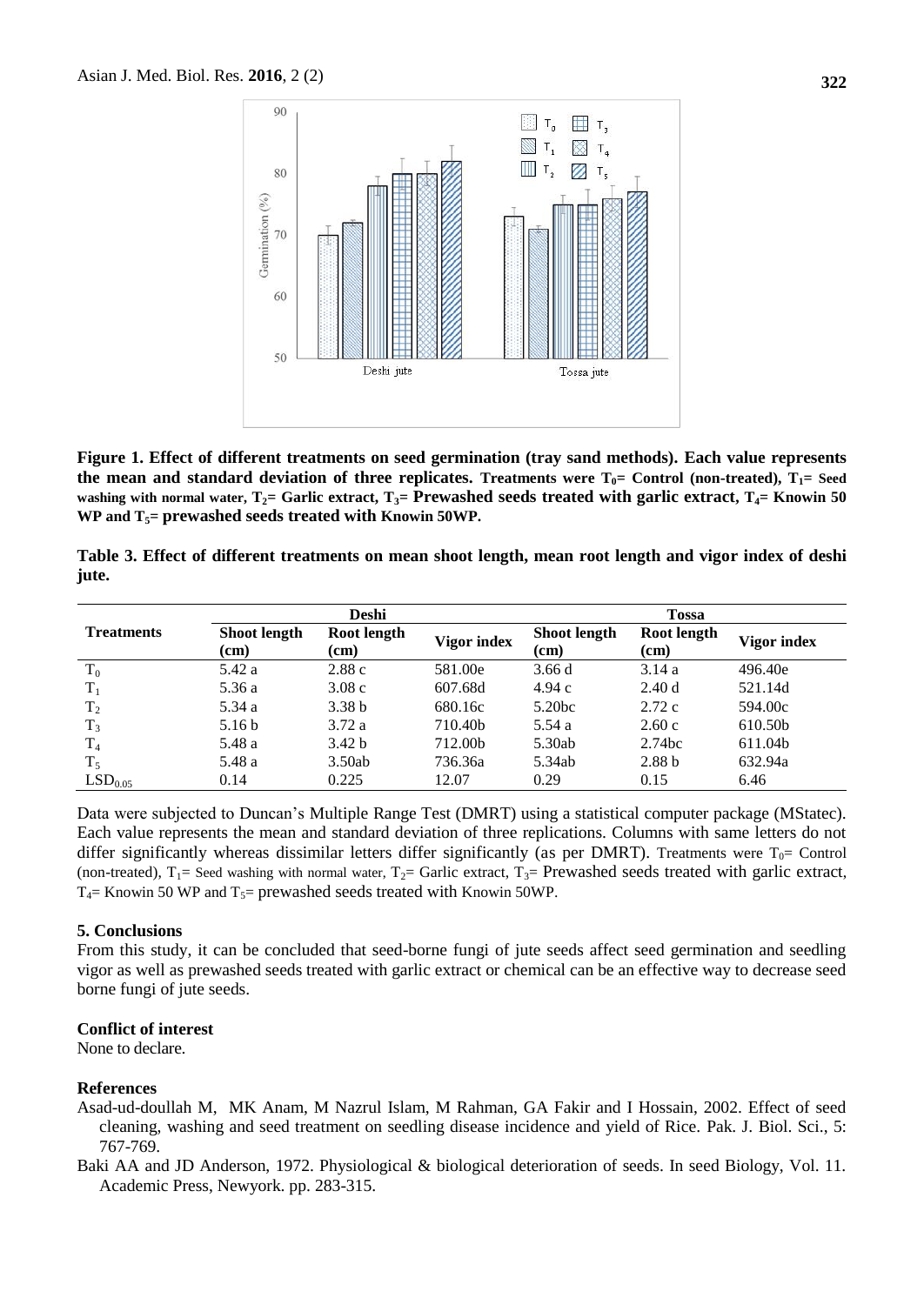**Figure 1. Effect of different treatments on seed germination (tray sand methods). Each value represents the mean and standard deviation of three replicates. Treatments were $T_0$= Control (non-treated), $T_1$= Seed washing with normal water, $T_2$= Garlic extract, $T_3$= Prewashed seeds treated with garlic extract, $T_4$= Knowin 50 WP and $T_5$= prewashed seeds treated with Knowin 50WP.**

**Table 3. Effect of different treatments on mean shoot length, mean root length and vigor index of deshi jute.**

| Treatments | Deshi | | | Tossa | | |
|---|---|---|---|---|---|---|
| | Shoot length (cm) | Root length (cm) | Vigor index | Shoot length (cm) | Root length (cm) | Vigor index |
| $T_0$ | 5.42 a | 2.88 c | 581.00e | 3.66 d | 3.14 a | 496.40e |
| $T_1$ | 5.36 a | 3.08 c | 607.68d | 4.94 c | 2.40 d | 521.14d |
| $T_2$ | 5.34 a | 3.38 b | 680.16c | 5.20bc | 2.72 c | 594.00c |
| $T_3$ | 5.16 b | 3.72 a | 710.40b | 5.54 a | 2.60 c | 610.50b |
| $T_4$ | 5.48 a | 3.42 b | 712.00b | 5.30ab | 2.74bc | 611.04b |
| $T_5$ | 5.48 a | 3.50ab | 736.36a | 5.34ab | 2.88 b | 632.94a |
| $LSD_{0.05}$ | 0.14 | 0.225 | 12.07 | 0.29 | 0.15 | 6.46 |

Data were subjected to Duncan's Multiple Range Test (DMRT) using a statistical computer package (MStatec). Each value represents the mean and standard deviation of three replications. Columns with same letters do not differ significantly whereas dissimilar letters differ significantly (as per DMRT). Treatments were $T_0$= Control (non-treated), $T_1$= Seed washing with normal water, $T_2$= Garlic extract, $T_3$= Prewashed seeds treated with garlic extract, $T_4$= Knowin 50 WP and $T_5$= prewashed seeds treated with Knowin 50WP.

## 5. Conclusions

From this study, it can be concluded that seed-borne fungi of jute seeds affect seed germination and seedling vigor as well as prewashed seeds treated with garlic extract or chemical can be an effective way to decrease seed borne fungi of jute seeds.

## Conflict of interest

None to declare.

## References

Asad-ud-doullah M, MK Anam, M Nazrul Islam, M Rahman, GA Fakir and I Hossain, 2002. Effect of seed cleaning, washing and seed treatment on seedling disease incidence and yield of Rice. Pak. J. Biol. Sci., 5: 767-769.

Baki AA and JD Anderson, 1972. Physiological & biological deterioration of seeds. In seed Biology, Vol. 11. Academic Press, Newyork. pp. 283-315.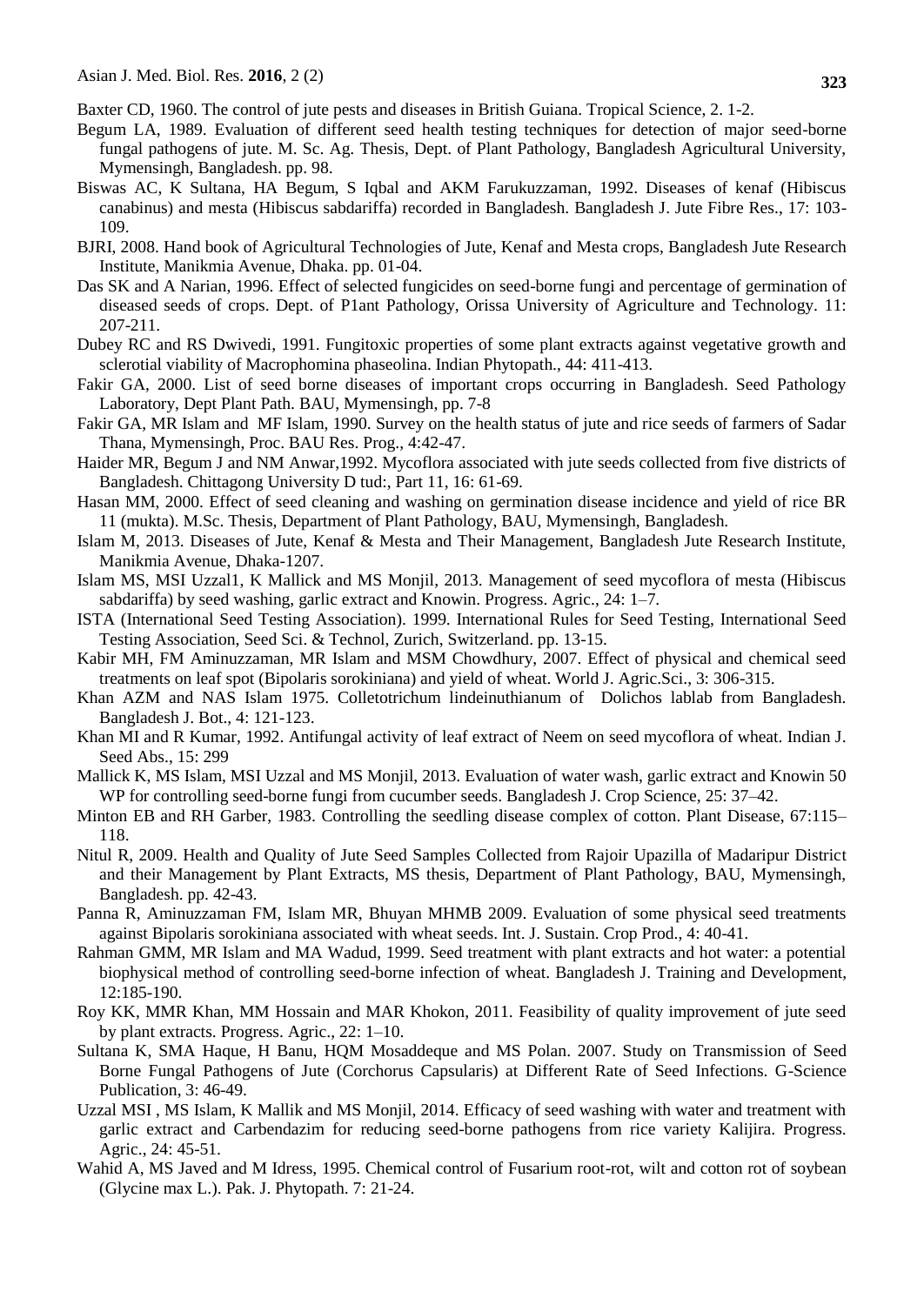Baxter CD, 1960. The control of jute pests and diseases in British Guiana. Tropical Science, 2. 1-2.

Begum LA, 1989. Evaluation of different seed health testing techniques for detection of major seed-borne fungal pathogens of jute. M. Sc. Ag. Thesis, Dept. of Plant Pathology, Bangladesh Agricultural University, Mymensingh, Bangladesh. pp. 98.

Biswas AC, K Sultana, HA Begum, S Iqbal and AKM Farukuzzaman, 1992. Diseases of kenaf (Hibiscus canabinus) and mesta (Hibiscus sabdariffa) recorded in Bangladesh. Bangladesh J. Jute Fibre Res., 17: 103-109.

BJRI, 2008. Hand book of Agricultural Technologies of Jute, Kenaf and Mesta crops, Bangladesh Jute Research Institute, Manikmia Avenue, Dhaka. pp. 01-04.

Das SK and A Narian, 1996. Effect of selected fungicides on seed-borne fungi and percentage of germination of diseased seeds of crops. Dept. of P1ant Pathology, Orissa University of Agriculture and Technology. 11: 207-211.

Dubey RC and RS Dwivedi, 1991. Fungitoxic properties of some plant extracts against vegetative growth and sclerotial viability of Macrophomina phaseolina. Indian Phytopath., 44: 411-413.

Fakir GA, 2000. List of seed borne diseases of important crops occurring in Bangladesh. Seed Pathology Laboratory, Dept Plant Path. BAU, Mymensingh, pp. 7-8

Fakir GA, MR Islam and MF Islam, 1990. Survey on the health status of jute and rice seeds of farmers of Sadar Thana, Mymensingh, Proc. BAU Res. Prog., 4:42-47.

Haider MR, Begum J and NM Anwar,1992. Mycoflora associated with jute seeds collected from five districts of Bangladesh. Chittagong University D tud:, Part 11, 16: 61-69.

Hasan MM, 2000. Effect of seed cleaning and washing on germination disease incidence and yield of rice BR 11 (mukta). M.Sc. Thesis, Department of Plant Pathology, BAU, Mymensingh, Bangladesh.

Islam M, 2013. Diseases of Jute, Kenaf & Mesta and Their Management, Bangladesh Jute Research Institute, Manikmia Avenue, Dhaka-1207.

Islam MS, MSI Uzzal1, K Mallick and MS Monjil, 2013. Management of seed mycoflora of mesta (Hibiscus sabdariffa) by seed washing, garlic extract and Knowin. Progress. Agric., 24: 1–7.

ISTA (International Seed Testing Association). 1999. International Rules for Seed Testing, International Seed Testing Association, Seed Sci. & Technol, Zurich, Switzerland. pp. 13-15.

Kabir MH, FM Aminuzzaman, MR Islam and MSM Chowdhury, 2007. Effect of physical and chemical seed treatments on leaf spot (Bipolaris sorokiniana) and yield of wheat. World J. Agric.Sci., 3: 306-315.

Khan AZM and NAS Islam 1975. Colletotrichum lindeinuthianum of Dolichos lablab from Bangladesh. Bangladesh J. Bot., 4: 121-123.

Khan MI and R Kumar, 1992. Antifungal activity of leaf extract of Neem on seed mycoflora of wheat. Indian J. Seed Abs., 15: 299

Mallick K, MS Islam, MSI Uzzal and MS Monjil, 2013. Evaluation of water wash, garlic extract and Knowin 50 WP for controlling seed-borne fungi from cucumber seeds. Bangladesh J. Crop Science, 25: 37–42.

Minton EB and RH Garber, 1983. Controlling the seedling disease complex of cotton. Plant Disease, 67:115–118.

Nitul R, 2009. Health and Quality of Jute Seed Samples Collected from Rajoir Upazilla of Madaripur District and their Management by Plant Extracts, MS thesis, Department of Plant Pathology, BAU, Mymensingh, Bangladesh. pp. 42-43.

Panna R, Aminuzzaman FM, Islam MR, Bhuyan MHMB 2009. Evaluation of some physical seed treatments against Bipolaris sorokiniana associated with wheat seeds. Int. J. Sustain. Crop Prod., 4: 40-41.

Rahman GMM, MR Islam and MA Wadud, 1999. Seed treatment with plant extracts and hot water: a potential biophysical method of controlling seed-borne infection of wheat. Bangladesh J. Training and Development, 12:185-190.

Roy KK, MMR Khan, MM Hossain and MAR Khokon, 2011. Feasibility of quality improvement of jute seed by plant extracts. Progress. Agric., 22: 1–10.

Sultana K, SMA Haque, H Banu, HQM Mosaddeque and MS Polan. 2007. Study on Transmission of Seed Borne Fungal Pathogens of Jute (Corchorus Capsularis) at Different Rate of Seed Infections. G-Science Publication, 3: 46-49.

Uzzal MSI , MS Islam, K Mallik and MS Monjil, 2014. Efficacy of seed washing with water and treatment with garlic extract and Carbendazim for reducing seed-borne pathogens from rice variety Kalijira. Progress. Agric., 24: 45-51.

Wahid A, MS Javed and M Idress, 1995. Chemical control of Fusarium root-rot, wilt and cotton rot of soybean (Glycine max L.). Pak. J. Phytopath. 7: 21-24.